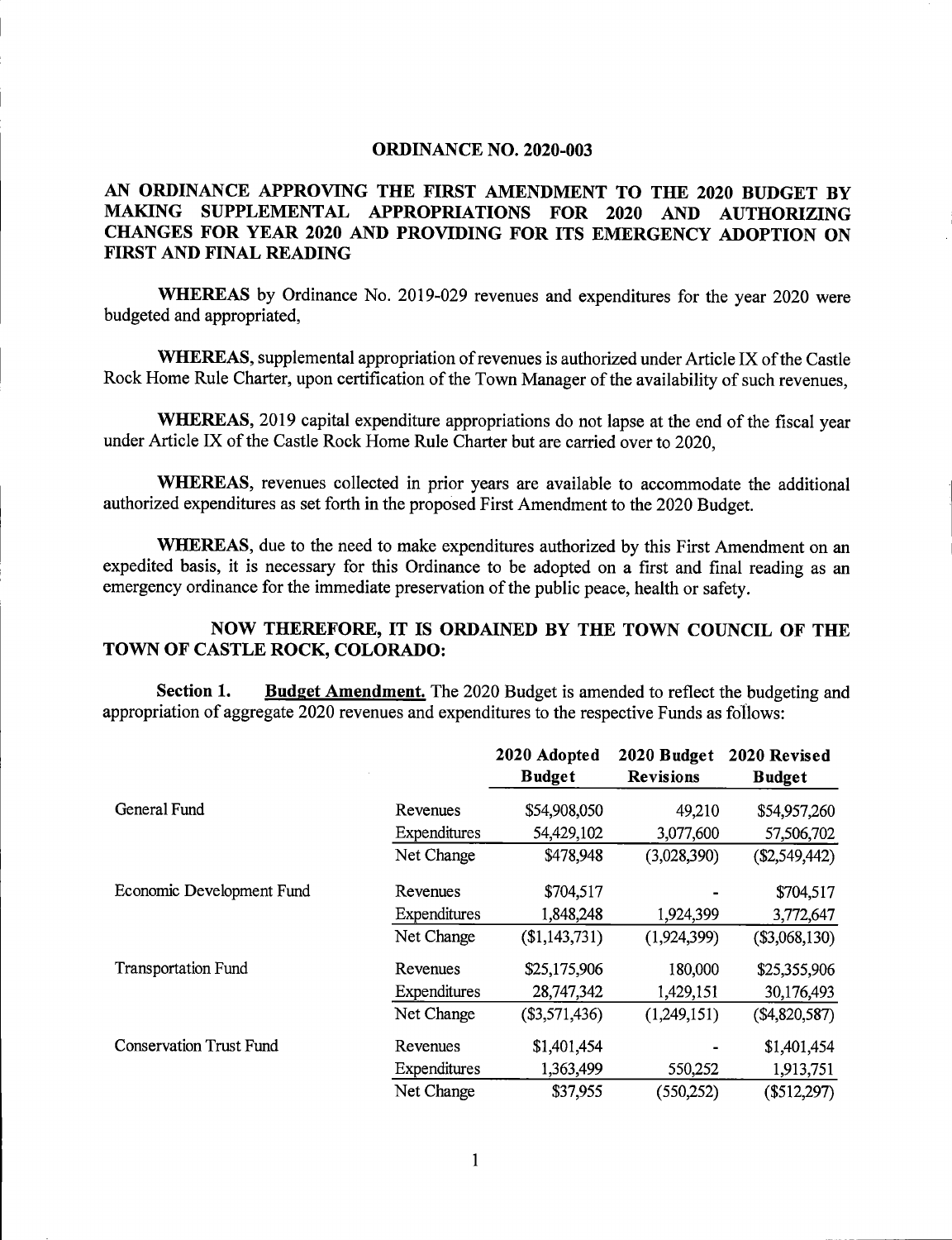# ORDINANCE NO. 2020-003

## AN ORDINANCE APPROVING THE FIRST AMENDMENT TO THE 2020 BUDGET BY MAKING SUPPLEMENTAL APPROPRIATIONS FOR 2020 AND AUTHORIZING CHANGES FOR YEAR 2020 AND PROVIDING FOR ITS EMERGENCY ADOPTION ON FIRST AND FINAL READING

**WHEREAS** by Ordinance No. 2019-029 revenues and expenditures for the year 2020 were budgeted and appropriated,

**WHEREAS,** supplemental appropriation of revenues is authorized under Article IX of the Castle Rock Home Rule Charter, upon certification of the Town Manager of the availability of such revenues,

**WHEREAS,** 2019 capital expenditure appropriations do not lapse at the end of the fiscal year under Article IX of the Castle Rock Home Rule Charter but are carried over to 2020,

**WHEREAS,** revenues collected in prior years are available to accommodate the additional authorized expenditures as set forth in the proposed First Amendment to the 2020 Budget.

**WHEREAS,** due to the need to make expenditures authorized by this First Amendment on an expedited basis, it is necessary for this Ordinance to be adopted on a first and final reading as an emergency ordinance for the immediate preservation of the public peace, health or safety.

**NOW THEREFORE, IT IS ORDAINED BY THE TOWN COUNCIL OF THE TOWN OF CASTLE ROCK, COLORADO:**

**Section 1.** **Budget Amendment.** The 2020 Budget is amended to reflect the budgeting and appropriation of aggregate 2020 revenues and expenditures to the respective Funds as follows:

| | | 2020 Adopted Budget | 2020 Budget Revisions | 2020 Revised Budget |
|---|---|---|---|---|
| General Fund | Revenues | $54,908,050 | 49,210 | $54,957,260 |
| | Expenditures | 54,429,102 | 3,077,600 | 57,506,702 |
| | Net Change | $478,948 | (3,028,390) | ($2,549,442) |
| Economic Development Fund | Revenues | $704,517 | - | $704,517 |
| | Expenditures | 1,848,248 | 1,924,399 | 3,772,647 |
| | Net Change | ($1,143,731) | (1,924,399) | ($3,068,130) |
| Transportation Fund | Revenues | $25,175,906 | 180,000 | $25,355,906 |
| | Expenditures | 28,747,342 | 1,429,151 | 30,176,493 |
| | Net Change | ($3,571,436) | (1,249,151) | ($4,820,587) |
| Conservation Trust Fund | Revenues | $1,401,454 | - | $1,401,454 |
| | Expenditures | 1,363,499 | 550,252 | 1,913,751 |
| | Net Change | $37,955 | (550,252) | ($512,297) |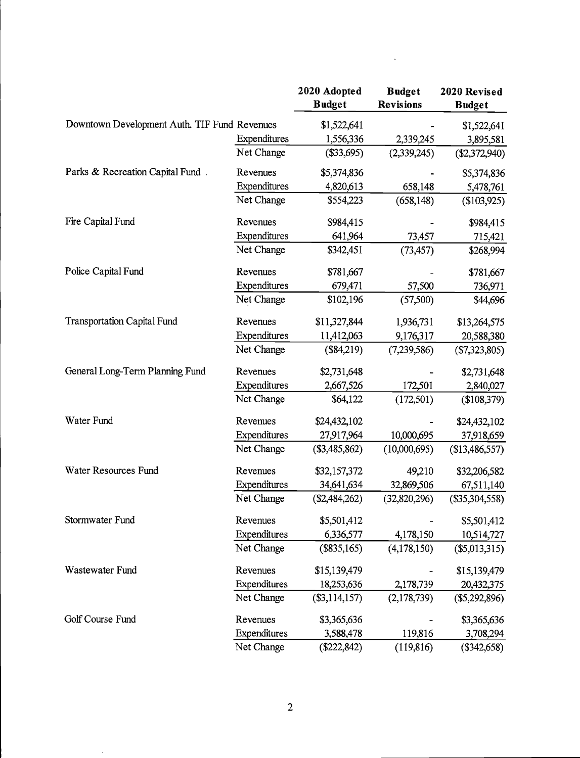| | | 2020 Adopted Budget | Budget Revisions | 2020 Revised Budget |
|---|---|---|---|---|
| Downtown Development Auth. TIF Fund | Revenues | $1,522,641 | - | $1,522,641 |
| | Expenditures | 1,556,336 | 2,339,245 | 3,895,581 |
| | Net Change | ($33,695) | (2,339,245) | ($2,372,940) |
| Parks & Recreation Capital Fund | Revenues | $5,374,836 | - | $5,374,836 |
| | Expenditures | 4,820,613 | 658,148 | 5,478,761 |
| | Net Change | $554,223 | (658,148) | ($103,925) |
| Fire Capital Fund | Revenues | $984,415 | - | $984,415 |
| | Expenditures | 641,964 | 73,457 | 715,421 |
| | Net Change | $342,451 | (73,457) | $268,994 |
| Police Capital Fund | Revenues | $781,667 | - | $781,667 |
| | Expenditures | 679,471 | 57,500 | 736,971 |
| | Net Change | $102,196 | (57,500) | $44,696 |
| Transportation Capital Fund | Revenues | $11,327,844 | 1,936,731 | $13,264,575 |
| | Expenditures | 11,412,063 | 9,176,317 | 20,588,380 |
| | Net Change | ($84,219) | (7,239,586) | ($7,323,805) |
| General Long-Term Planning Fund | Revenues | $2,731,648 | - | $2,731,648 |
| | Expenditures | 2,667,526 | 172,501 | 2,840,027 |
| | Net Change | $64,122 | (172,501) | ($108,379) |
| Water Fund | Revenues | $24,432,102 | - | $24,432,102 |
| | Expenditures | 27,917,964 | 10,000,695 | 37,918,659 |
| | Net Change | ($3,485,862) | (10,000,695) | ($13,486,557) |
| Water Resources Fund | Revenues | $32,157,372 | 49,210 | $32,206,582 |
| | Expenditures | 34,641,634 | 32,869,506 | 67,511,140 |
| | Net Change | ($2,484,262) | (32,820,296) | ($35,304,558) |
| Stormwater Fund | Revenues | $5,501,412 | - | $5,501,412 |
| | Expenditures | 6,336,577 | 4,178,150 | 10,514,727 |
| | Net Change | ($835,165) | (4,178,150) | ($5,013,315) |
| Wastewater Fund | Revenues | $15,139,479 | - | $15,139,479 |
| | Expenditures | 18,253,636 | 2,178,739 | 20,432,375 |
| | Net Change | ($3,114,157) | (2,178,739) | ($5,292,896) |
| Golf Course Fund | Revenues | $3,365,636 | - | $3,365,636 |
| | Expenditures | 3,588,478 | 119,816 | 3,708,294 |
| | Net Change | ($222,842) | (119,816) | ($342,658) |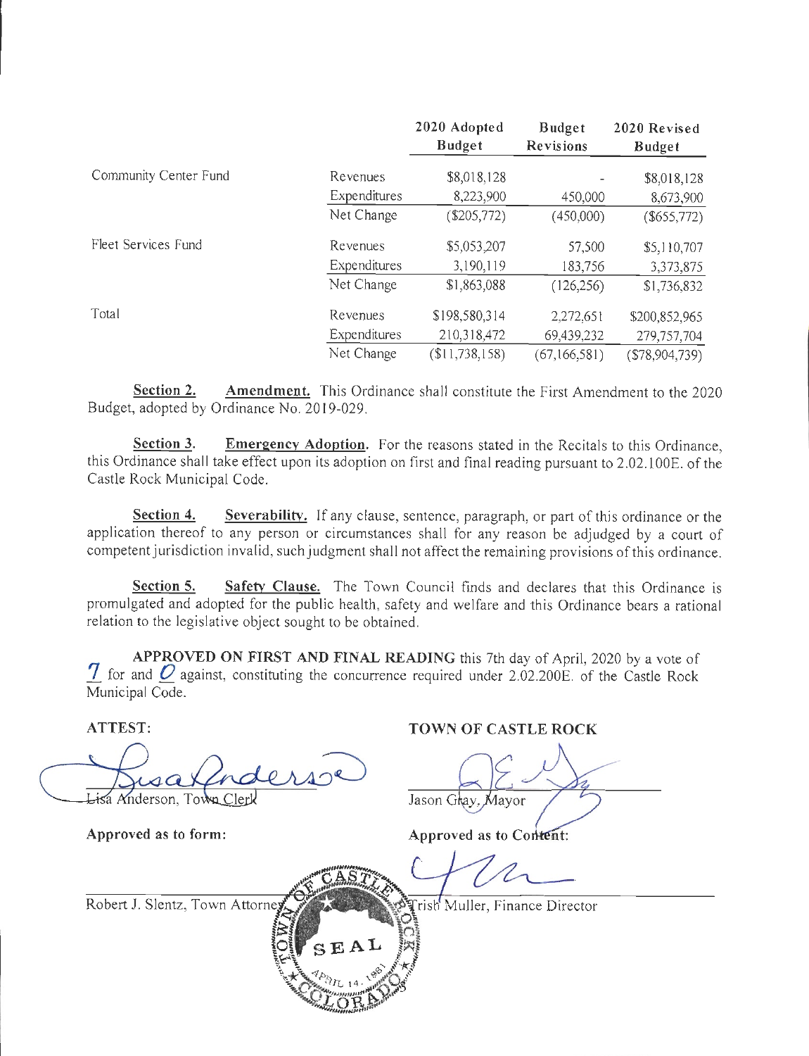| | | 2020 Adopted Budget | Budget Revisions | 2020 Revised Budget |
|---|---|---|---|---|
| Community Center Fund | Revenues | $8,018,128 | - | $8,018,128 |
| | Expenditures | 8,223,900 | 450,000 | 8,673,900 |
| | Net Change | ($205,772) | (450,000) | ($655,772) |
| Fleet Services Fund | Revenues | $5,053,207 | 57,500 | $5,110,707 |
| | Expenditures | 3,190,119 | 183,756 | 3,373,875 |
| | Net Change | $1,863,088 | (126,256) | $1,736,832 |
| Total | Revenues | $198,580,314 | 2,272,651 | $200,852,965 |
| | Expenditures | 210,318,472 | 69,439,232 | 279,757,704 |
| | Net Change | ($11,738,158) | (67,166,581) | ($78,904,739) |

**Section 2.** **Amendment.** This Ordinance shall constitute the First Amendment to the 2020 Budget, adopted by Ordinance No. 2019-029.

**Section 3.** **Emergency Adoption.** For the reasons stated in the Recitals to this Ordinance, this Ordinance shall take effect upon its adoption on first and final reading pursuant to 2.02.100E. of the Castle Rock Municipal Code.

**Section 4.** **Severability.** If any clause, sentence, paragraph, or part of this ordinance or the application thereof to any person or circumstances shall for any reason be adjudged by a court of competent jurisdiction invalid, such judgment shall not affect the remaining provisions of this ordinance.

**Section 5.** **Safety Clause.** The Town Council finds and declares that this Ordinance is promulgated and adopted for the public health, safety and welfare and this Ordinance bears a rational relation to the legislative object sought to be obtained.

**APPROVED ON FIRST AND FINAL READING** this 7th day of April, 2020 by a vote of 7 for and 0 against, constituting the concurrence required under 2.02.200E. of the Castle Rock Municipal Code.

**ATTEST:**

Lisa Anderson, Town Clerk

**TOWN OF CASTLE ROCK**

Jason Gray, Mayor

**Approved as to form:**

Robert J. Slentz, Town Attorney

**Approved as to Content:**

Trish Muller, Finance Director

TOWN OF CASTLE ROCK SEAL APRIL 14, 1881 COLORADO